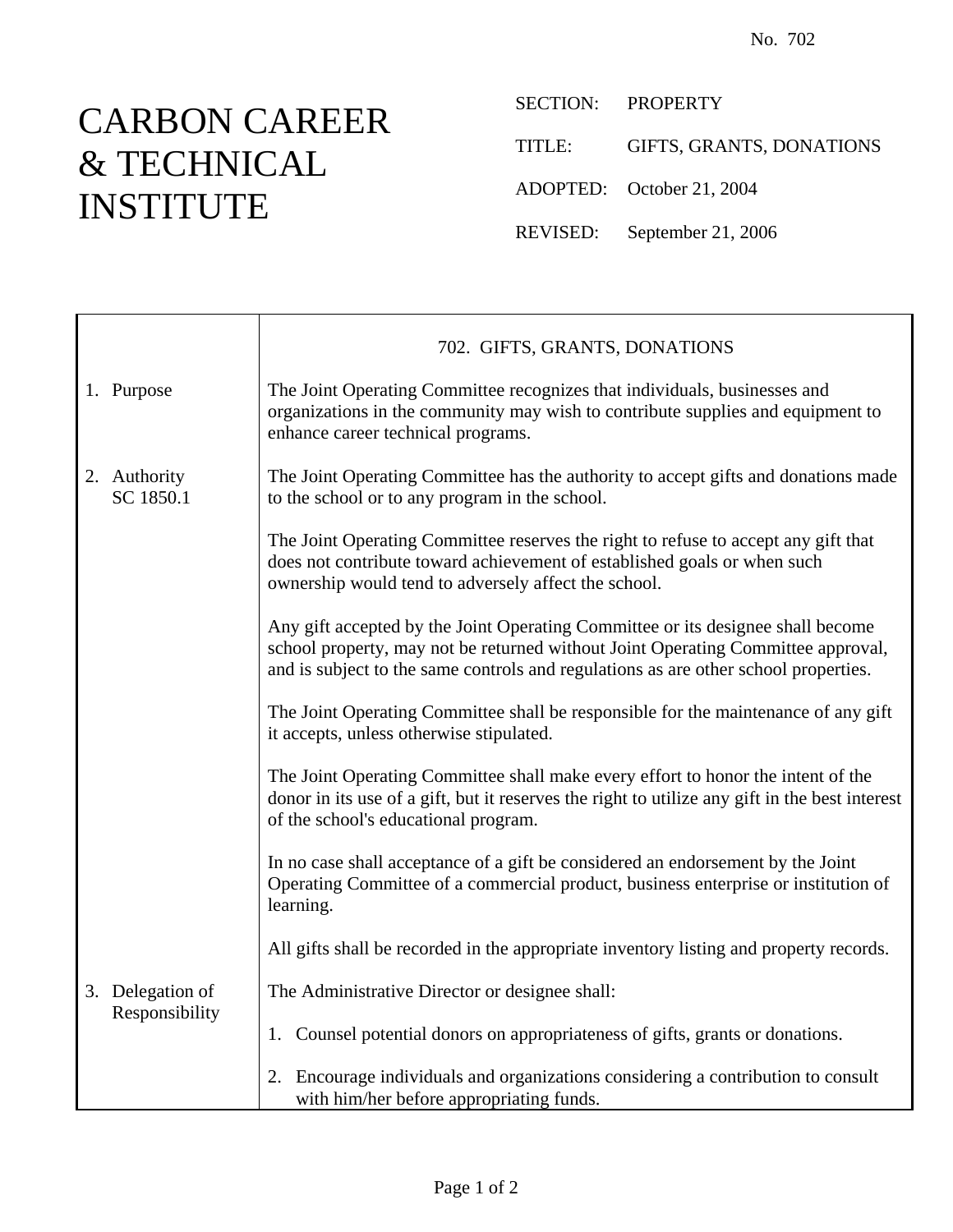No. 702

# CARBON CAREER & TECHNICAL INSTITUTE

SECTION: PROPERTY

TITLE: GIFTS, GRANTS, DONATIONS

ADOPTED: October 21, 2004

REVISED: September 21, 2006

## 702. GIFTS, GRANTS, DONATIONS

### 1. Purpose

The Joint Operating Committee recognizes that individuals, businesses and organizations in the community may wish to contribute supplies and equipment to enhance career technical programs.

### 2. Authority
SC 1850.1

The Joint Operating Committee has the authority to accept gifts and donations made to the school or to any program in the school.

The Joint Operating Committee reserves the right to refuse to accept any gift that does not contribute toward achievement of established goals or when such ownership would tend to adversely affect the school.

Any gift accepted by the Joint Operating Committee or its designee shall become school property, may not be returned without Joint Operating Committee approval, and is subject to the same controls and regulations as are other school properties.

The Joint Operating Committee shall be responsible for the maintenance of any gift it accepts, unless otherwise stipulated.

The Joint Operating Committee shall make every effort to honor the intent of the donor in its use of a gift, but it reserves the right to utilize any gift in the best interest of the school's educational program.

In no case shall acceptance of a gift be considered an endorsement by the Joint Operating Committee of a commercial product, business enterprise or institution of learning.

All gifts shall be recorded in the appropriate inventory listing and property records.

### 3. Delegation of Responsibility

The Administrative Director or designee shall:

1. Counsel potential donors on appropriateness of gifts, grants or donations.
2. Encourage individuals and organizations considering a contribution to consult with him/her before appropriating funds.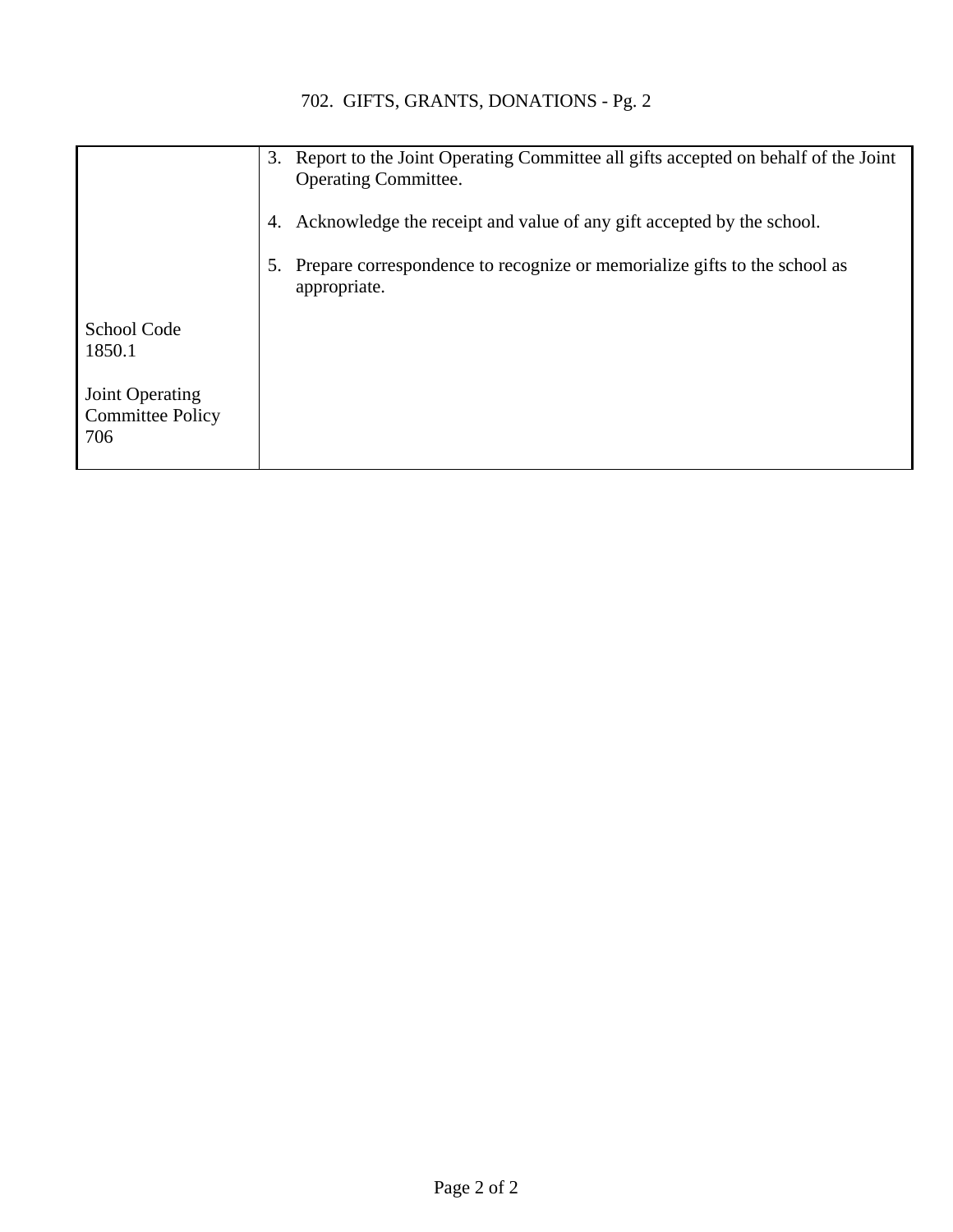| | |
|---|---|
| | 3. Report to the Joint Operating Committee all gifts accepted on behalf of the Joint Operating Committee.<br><br>4. Acknowledge the receipt and value of any gift accepted by the school.<br><br>5. Prepare correspondence to recognize or memorialize gifts to the school as appropriate. |
| School Code 1850.1<br><br>Joint Operating Committee Policy 706 | |